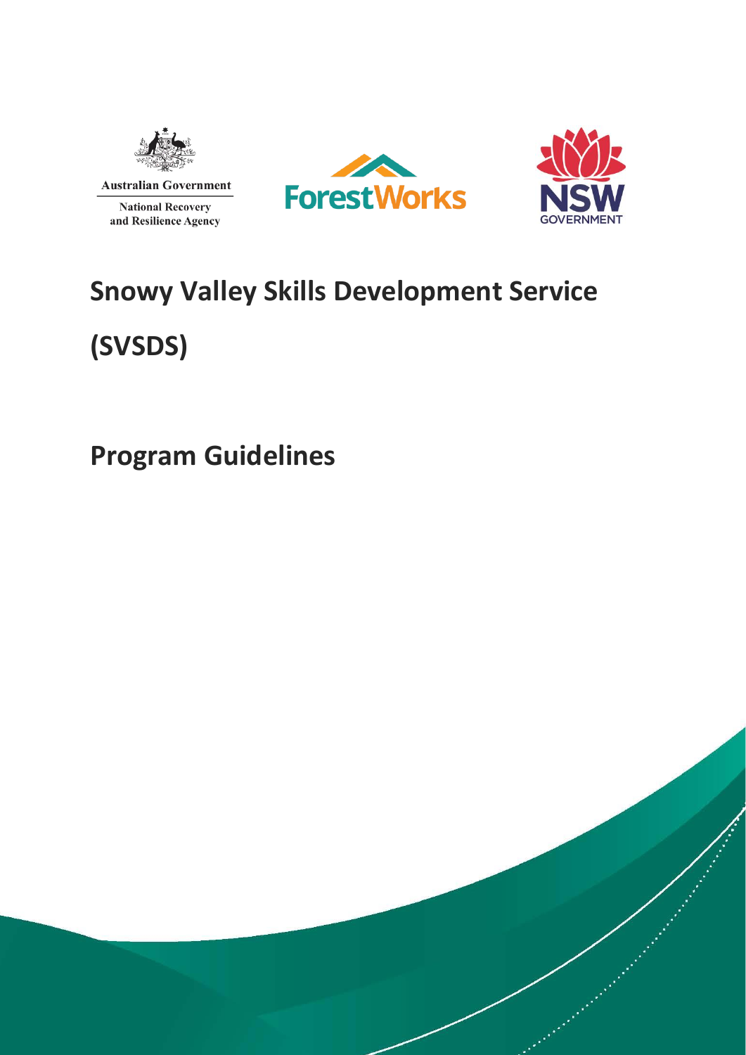Australian Government

National Recovery and Resilience Agency

ForestWorks

NSW GOVERNMENT

# Snowy Valley Skills Development Service (SVSDS)

# Program Guidelines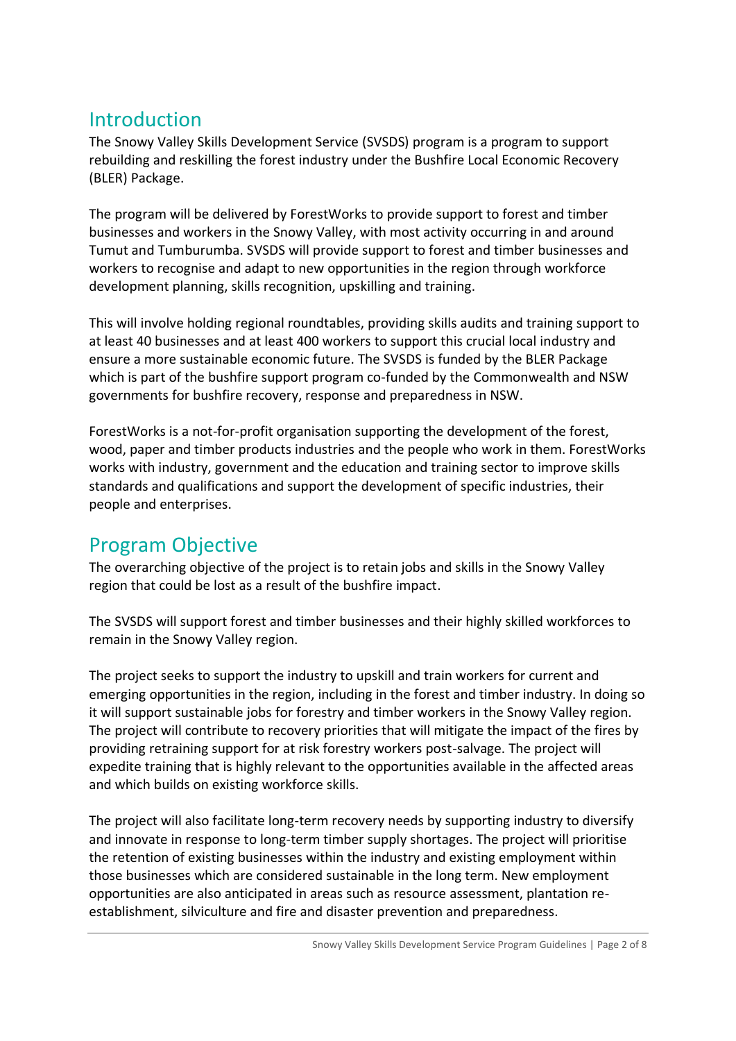## Introduction

The Snowy Valley Skills Development Service (SVSDS) program is a program to support rebuilding and reskilling the forest industry under the Bushfire Local Economic Recovery (BLER) Package.

The program will be delivered by ForestWorks to provide support to forest and timber businesses and workers in the Snowy Valley, with most activity occurring in and around Tumut and Tumburumba. SVSDS will provide support to forest and timber businesses and workers to recognise and adapt to new opportunities in the region through workforce development planning, skills recognition, upskilling and training.

This will involve holding regional roundtables, providing skills audits and training support to at least 40 businesses and at least 400 workers to support this crucial local industry and ensure a more sustainable economic future. The SVSDS is funded by the BLER Package which is part of the bushfire support program co-funded by the Commonwealth and NSW governments for bushfire recovery, response and preparedness in NSW.

ForestWorks is a not-for-profit organisation supporting the development of the forest, wood, paper and timber products industries and the people who work in them. ForestWorks works with industry, government and the education and training sector to improve skills standards and qualifications and support the development of specific industries, their people and enterprises.

## Program Objective

The overarching objective of the project is to retain jobs and skills in the Snowy Valley region that could be lost as a result of the bushfire impact.

The SVSDS will support forest and timber businesses and their highly skilled workforces to remain in the Snowy Valley region.

The project seeks to support the industry to upskill and train workers for current and emerging opportunities in the region, including in the forest and timber industry. In doing so it will support sustainable jobs for forestry and timber workers in the Snowy Valley region. The project will contribute to recovery priorities that will mitigate the impact of the fires by providing retraining support for at risk forestry workers post-salvage. The project will expedite training that is highly relevant to the opportunities available in the affected areas and which builds on existing workforce skills.

The project will also facilitate long-term recovery needs by supporting industry to diversify and innovate in response to long-term timber supply shortages. The project will prioritise the retention of existing businesses within the industry and existing employment within those businesses which are considered sustainable in the long term. New employment opportunities are also anticipated in areas such as resource assessment, plantation re-establishment, silviculture and fire and disaster prevention and preparedness.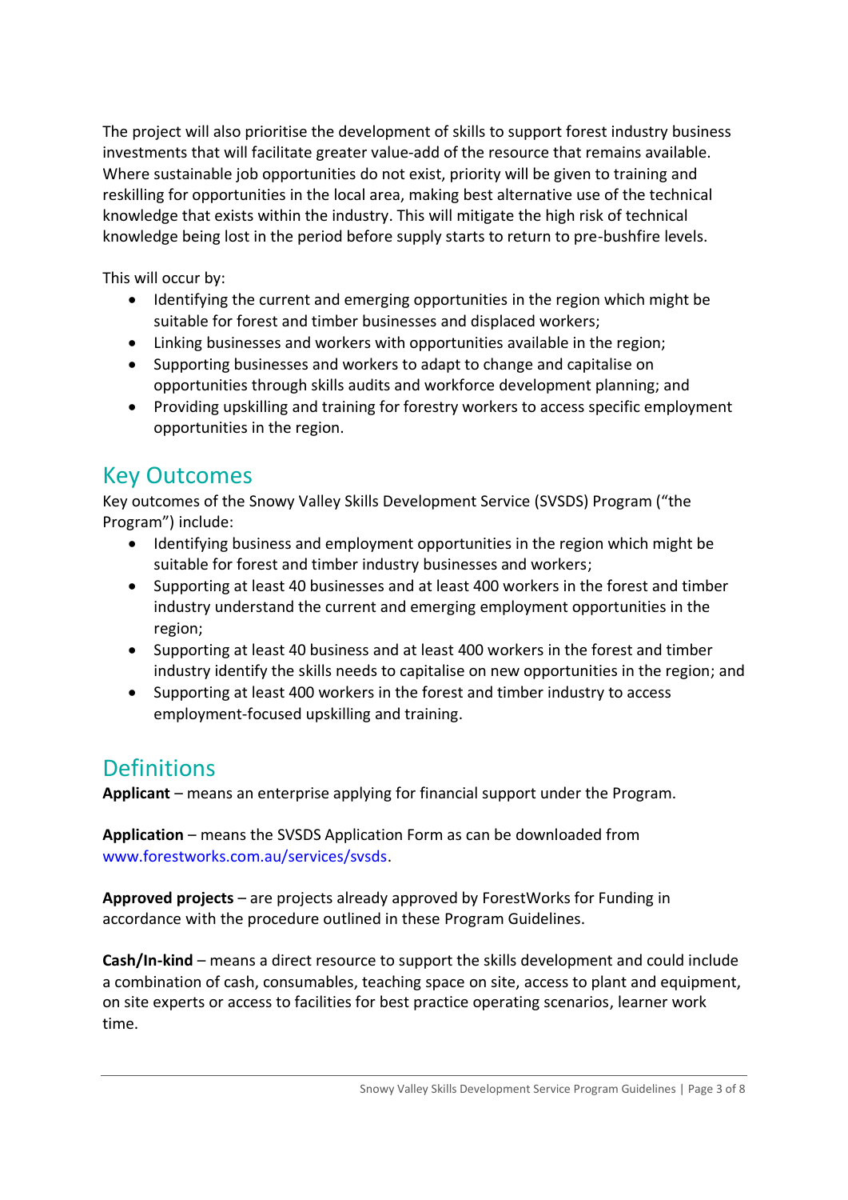The project will also prioritise the development of skills to support forest industry business investments that will facilitate greater value-add of the resource that remains available. Where sustainable job opportunities do not exist, priority will be given to training and reskilling for opportunities in the local area, making best alternative use of the technical knowledge that exists within the industry. This will mitigate the high risk of technical knowledge being lost in the period before supply starts to return to pre-bushfire levels.

This will occur by:

- Identifying the current and emerging opportunities in the region which might be suitable for forest and timber businesses and displaced workers;
- Linking businesses and workers with opportunities available in the region;
- Supporting businesses and workers to adapt to change and capitalise on opportunities through skills audits and workforce development planning; and
- Providing upskilling and training for forestry workers to access specific employment opportunities in the region.

## Key Outcomes

Key outcomes of the Snowy Valley Skills Development Service (SVSDS) Program ("the Program") include:

- Identifying business and employment opportunities in the region which might be suitable for forest and timber industry businesses and workers;
- Supporting at least 40 businesses and at least 400 workers in the forest and timber industry understand the current and emerging employment opportunities in the region;
- Supporting at least 40 business and at least 400 workers in the forest and timber industry identify the skills needs to capitalise on new opportunities in the region; and
- Supporting at least 400 workers in the forest and timber industry to access employment-focused upskilling and training.

## Definitions

**Applicant** – means an enterprise applying for financial support under the Program.

**Application** – means the SVSDS Application Form as can be downloaded from www.forestworks.com.au/services/svsds.

**Approved projects** – are projects already approved by ForestWorks for Funding in accordance with the procedure outlined in these Program Guidelines.

**Cash/In-kind** – means a direct resource to support the skills development and could include a combination of cash, consumables, teaching space on site, access to plant and equipment, on site experts or access to facilities for best practice operating scenarios, learner work time.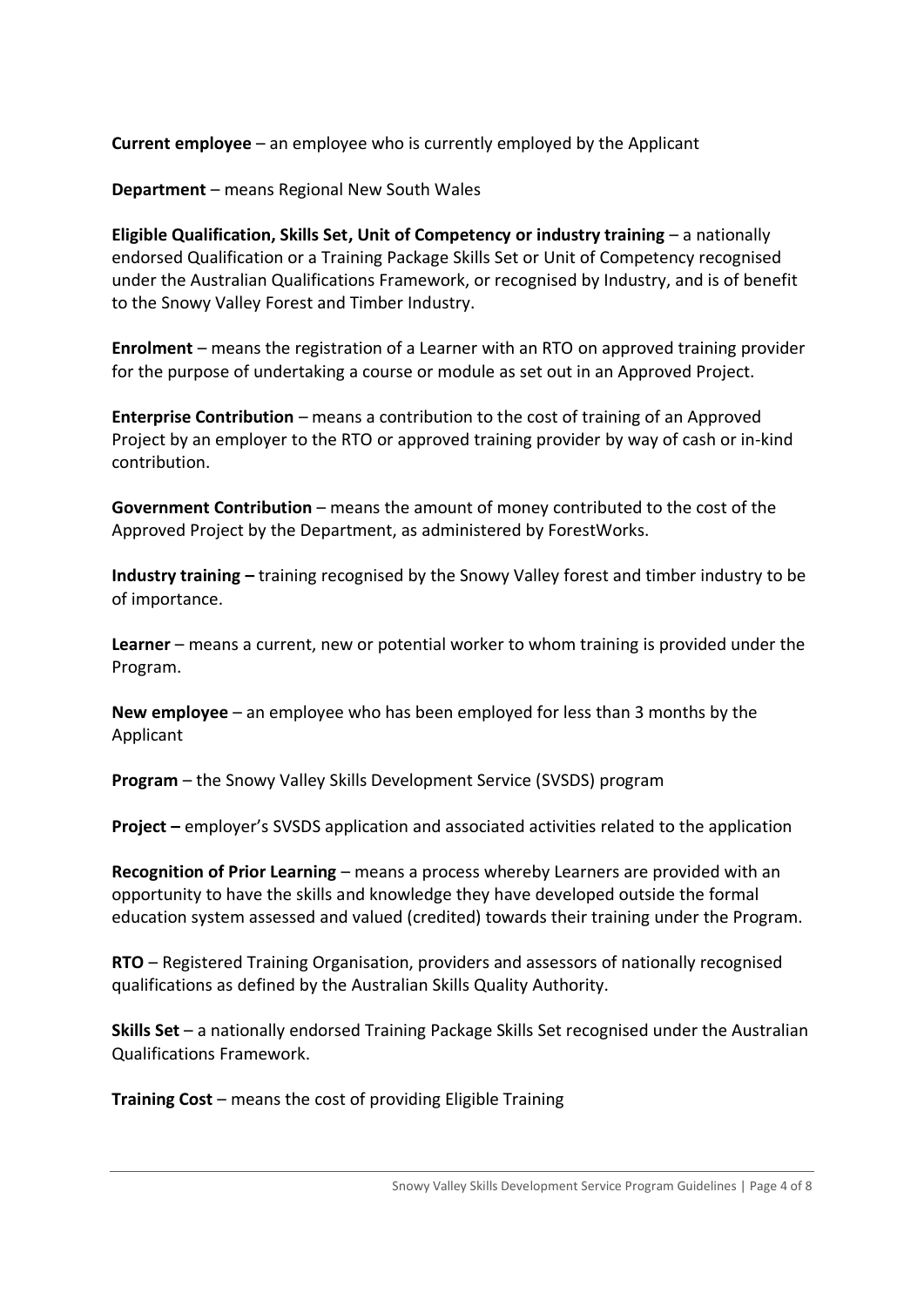**Current employee** – an employee who is currently employed by the Applicant

**Department** – means Regional New South Wales

**Eligible Qualification, Skills Set, Unit of Competency or industry training** – a nationally endorsed Qualification or a Training Package Skills Set or Unit of Competency recognised under the Australian Qualifications Framework, or recognised by Industry, and is of benefit to the Snowy Valley Forest and Timber Industry.

**Enrolment** – means the registration of a Learner with an RTO on approved training provider for the purpose of undertaking a course or module as set out in an Approved Project.

**Enterprise Contribution** – means a contribution to the cost of training of an Approved Project by an employer to the RTO or approved training provider by way of cash or in-kind contribution.

**Government Contribution** – means the amount of money contributed to the cost of the Approved Project by the Department, as administered by ForestWorks.

**Industry training –** training recognised by the Snowy Valley forest and timber industry to be of importance.

**Learner** – means a current, new or potential worker to whom training is provided under the Program.

**New employee** – an employee who has been employed for less than 3 months by the Applicant

**Program** – the Snowy Valley Skills Development Service (SVSDS) program

**Project –** employer's SVSDS application and associated activities related to the application

**Recognition of Prior Learning** – means a process whereby Learners are provided with an opportunity to have the skills and knowledge they have developed outside the formal education system assessed and valued (credited) towards their training under the Program.

**RTO** – Registered Training Organisation, providers and assessors of nationally recognised qualifications as defined by the Australian Skills Quality Authority.

**Skills Set** – a nationally endorsed Training Package Skills Set recognised under the Australian Qualifications Framework.

**Training Cost** – means the cost of providing Eligible Training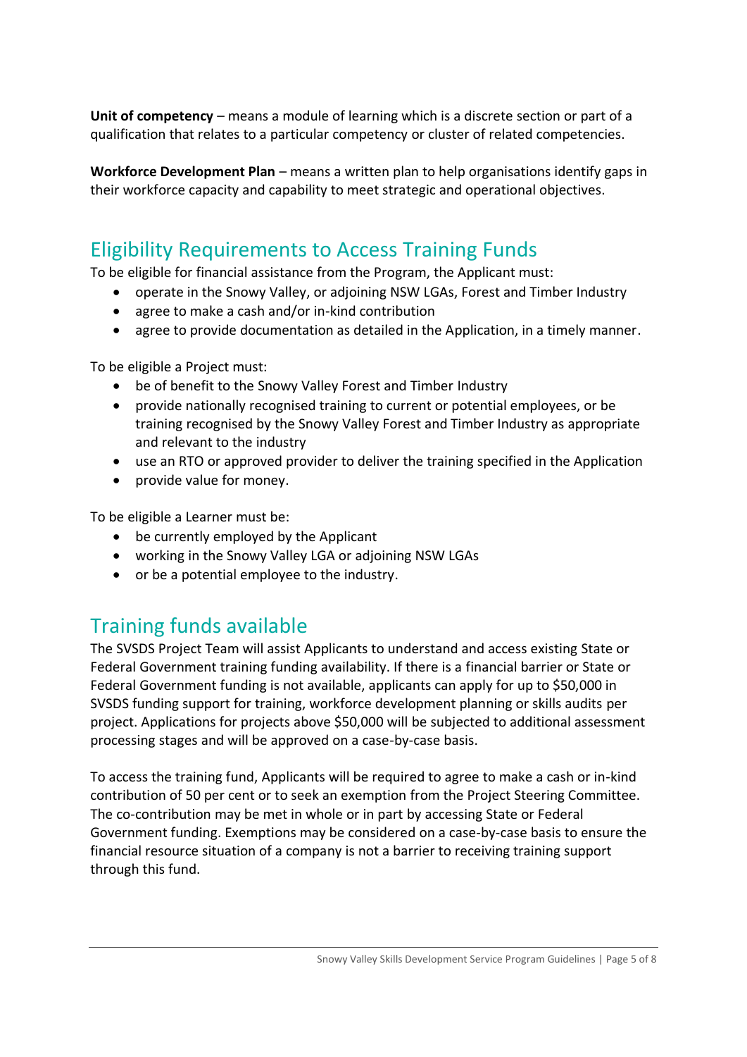**Unit of competency** – means a module of learning which is a discrete section or part of a qualification that relates to a particular competency or cluster of related competencies.

**Workforce Development Plan** – means a written plan to help organisations identify gaps in their workforce capacity and capability to meet strategic and operational objectives.

## Eligibility Requirements to Access Training Funds

To be eligible for financial assistance from the Program, the Applicant must:

- operate in the Snowy Valley, or adjoining NSW LGAs, Forest and Timber Industry
- agree to make a cash and/or in-kind contribution
- agree to provide documentation as detailed in the Application, in a timely manner.

To be eligible a Project must:

- be of benefit to the Snowy Valley Forest and Timber Industry
- provide nationally recognised training to current or potential employees, or be training recognised by the Snowy Valley Forest and Timber Industry as appropriate and relevant to the industry
- use an RTO or approved provider to deliver the training specified in the Application
- provide value for money.

To be eligible a Learner must be:

- be currently employed by the Applicant
- working in the Snowy Valley LGA or adjoining NSW LGAs
- or be a potential employee to the industry.

## Training funds available

The SVSDS Project Team will assist Applicants to understand and access existing State or Federal Government training funding availability. If there is a financial barrier or State or Federal Government funding is not available, applicants can apply for up to $50,000 in SVSDS funding support for training, workforce development planning or skills audits per project. Applications for projects above $50,000 will be subjected to additional assessment processing stages and will be approved on a case-by-case basis.

To access the training fund, Applicants will be required to agree to make a cash or in-kind contribution of 50 per cent or to seek an exemption from the Project Steering Committee. The co-contribution may be met in whole or in part by accessing State or Federal Government funding. Exemptions may be considered on a case-by-case basis to ensure the financial resource situation of a company is not a barrier to receiving training support through this fund.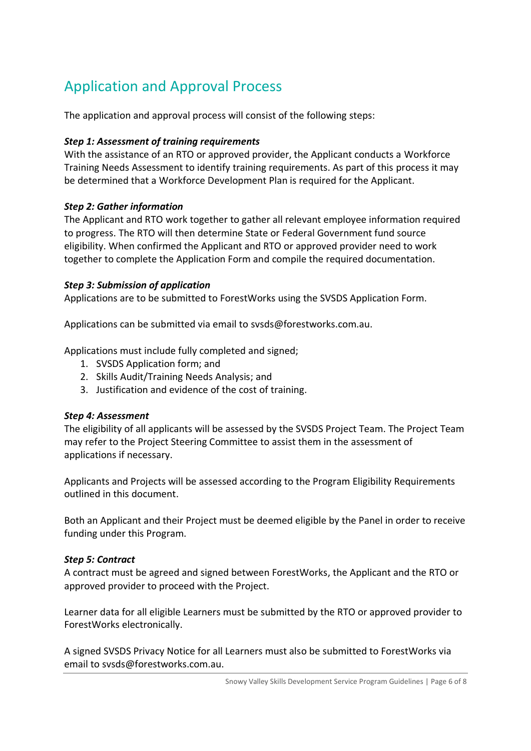## Application and Approval Process

The application and approval process will consist of the following steps:

***Step 1: Assessment of training requirements***
With the assistance of an RTO or approved provider, the Applicant conducts a Workforce Training Needs Assessment to identify training requirements. As part of this process it may be determined that a Workforce Development Plan is required for the Applicant.

***Step 2: Gather information***
The Applicant and RTO work together to gather all relevant employee information required to progress. The RTO will then determine State or Federal Government fund source eligibility. When confirmed the Applicant and RTO or approved provider need to work together to complete the Application Form and compile the required documentation.

***Step 3: Submission of application***
Applications are to be submitted to ForestWorks using the SVSDS Application Form.

Applications can be submitted via email to svsds@forestworks.com.au.

Applications must include fully completed and signed;

1. SVSDS Application form; and
2. Skills Audit/Training Needs Analysis; and
3. Justification and evidence of the cost of training.

***Step 4: Assessment***
The eligibility of all applicants will be assessed by the SVSDS Project Team. The Project Team may refer to the Project Steering Committee to assist them in the assessment of applications if necessary.

Applicants and Projects will be assessed according to the Program Eligibility Requirements outlined in this document.

Both an Applicant and their Project must be deemed eligible by the Panel in order to receive funding under this Program.

***Step 5: Contract***
A contract must be agreed and signed between ForestWorks, the Applicant and the RTO or approved provider to proceed with the Project.

Learner data for all eligible Learners must be submitted by the RTO or approved provider to ForestWorks electronically.

A signed SVSDS Privacy Notice for all Learners must also be submitted to ForestWorks via email to svsds@forestworks.com.au.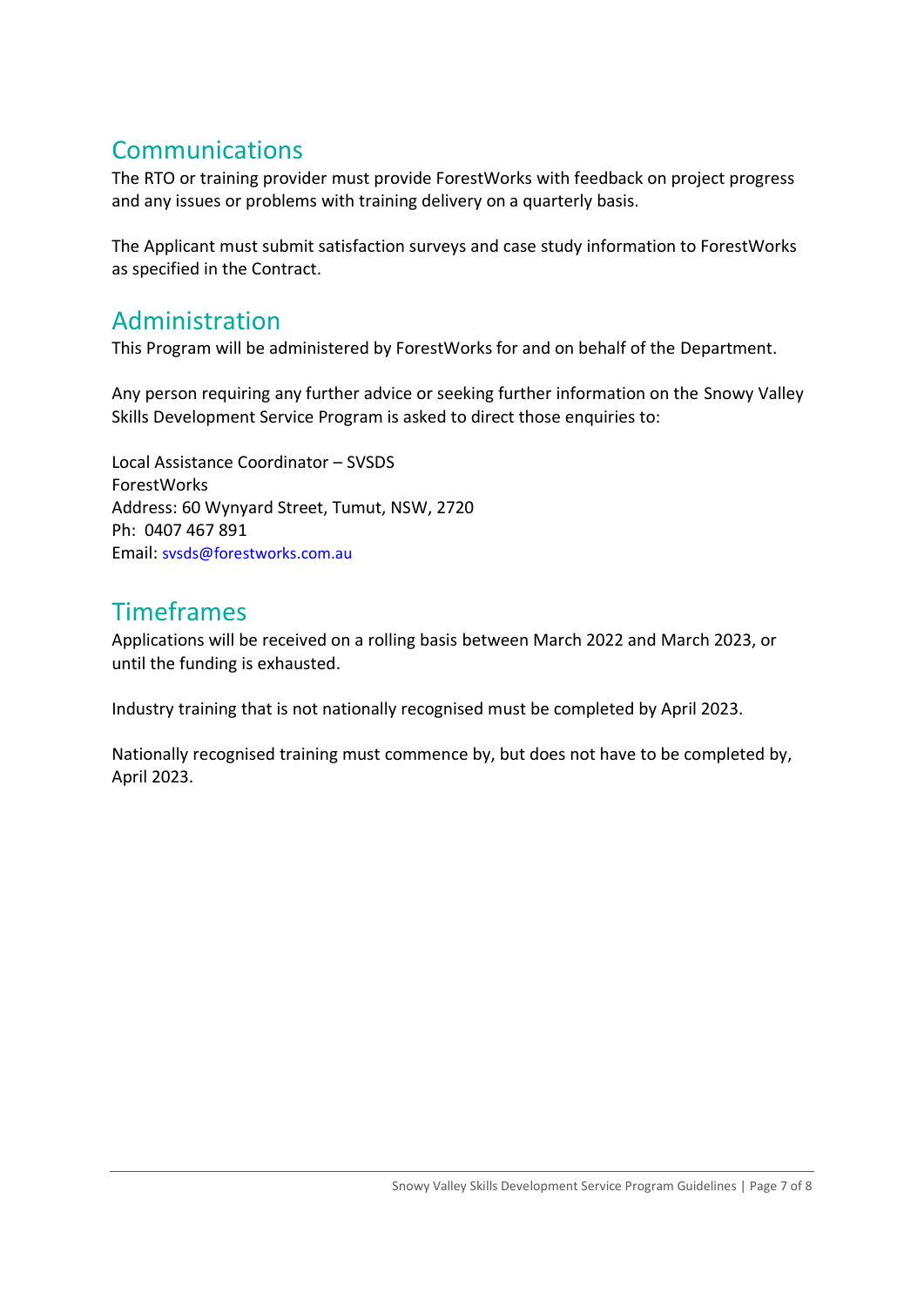## Communications

The RTO or training provider must provide ForestWorks with feedback on project progress and any issues or problems with training delivery on a quarterly basis.

The Applicant must submit satisfaction surveys and case study information to ForestWorks as specified in the Contract.

## Administration

This Program will be administered by ForestWorks for and on behalf of the Department.

Any person requiring any further advice or seeking further information on the Snowy Valley Skills Development Service Program is asked to direct those enquiries to:

Local Assistance Coordinator – SVSDS
ForestWorks
Address: 60 Wynyard Street, Tumut, NSW, 2720
Ph: 0407 467 891
Email: svsds@forestworks.com.au

## Timeframes

Applications will be received on a rolling basis between March 2022 and March 2023, or until the funding is exhausted.

Industry training that is not nationally recognised must be completed by April 2023.

Nationally recognised training must commence by, but does not have to be completed by, April 2023.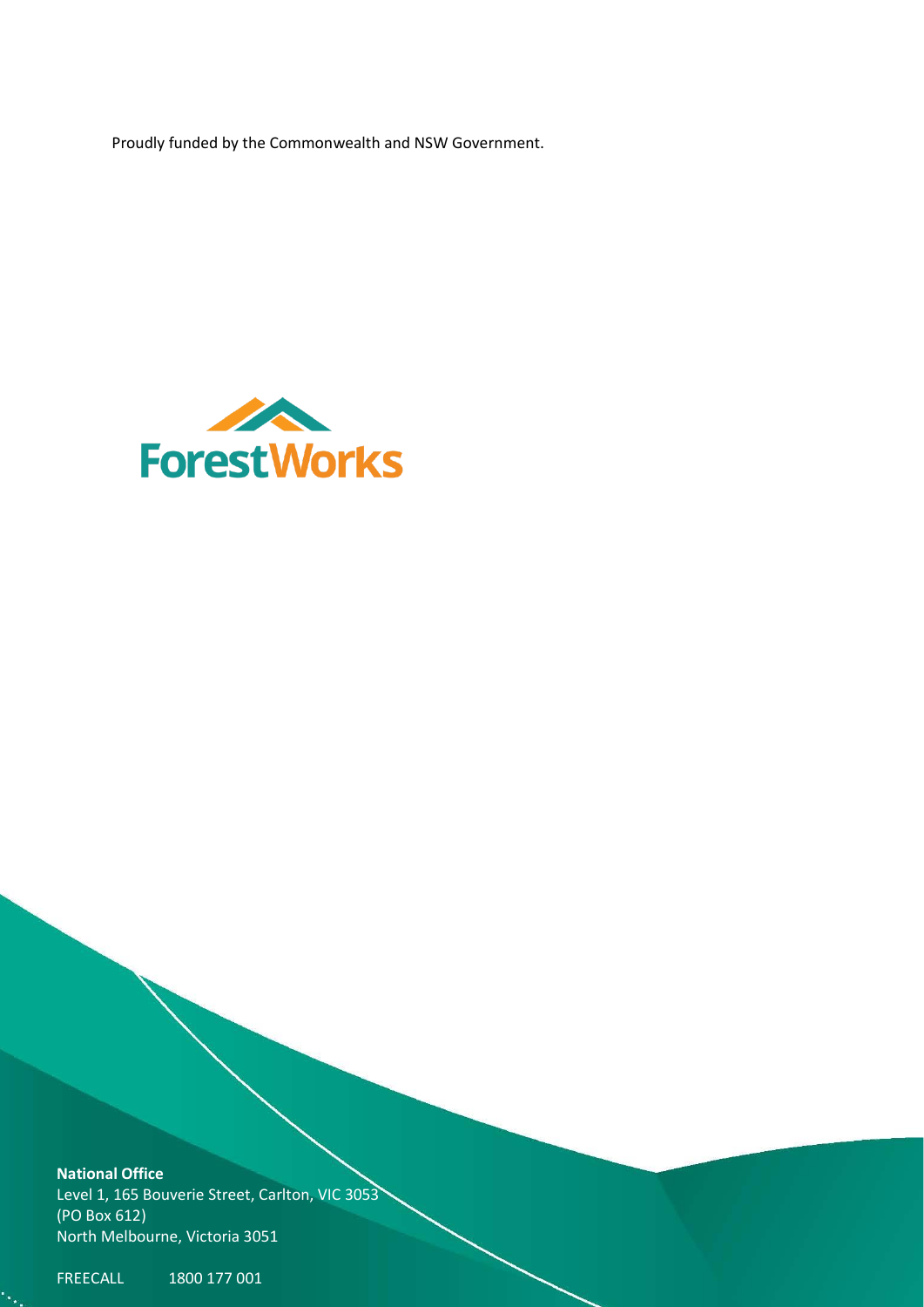Proudly funded by the Commonwealth and NSW Government.

ForestWorks

**National Office**
Level 1, 165 Bouverie Street, Carlton, VIC 3053
(PO Box 612)
North Melbourne, Victoria 3051

FREECALL 1800 177 001